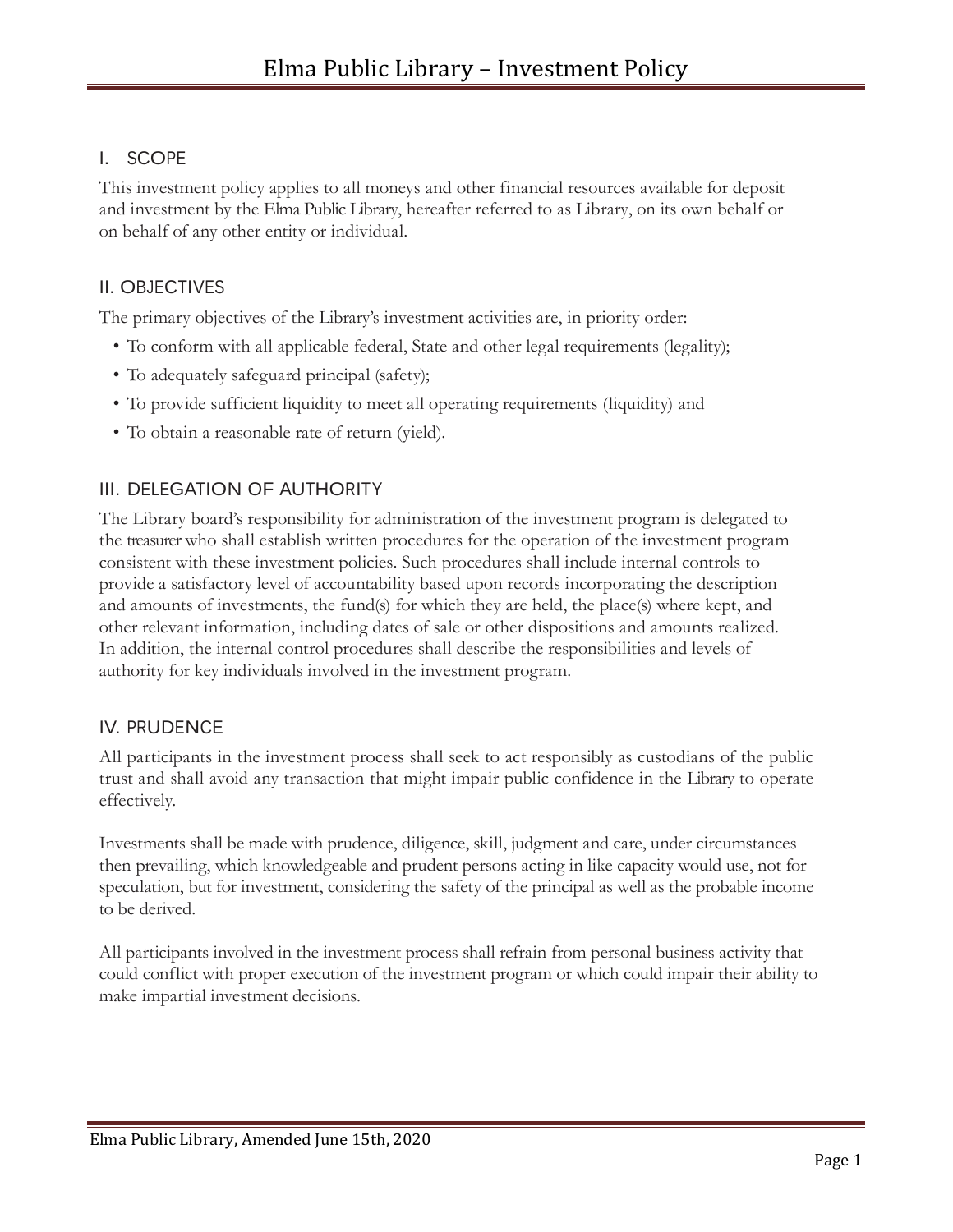# Elma Public Library – Investment Policy

## I. SCOPE

This investment policy applies to all moneys and other financial resources available for deposit and investment by the Elma Public Library, hereafter referred to as Library, on its own behalf or on behalf of any other entity or individual.

## II. OBJECTIVES

The primary objectives of the Library's investment activities are, in priority order:

- To conform with all applicable federal, State and other legal requirements (legality);
- To adequately safeguard principal (safety);
- To provide sufficient liquidity to meet all operating requirements (liquidity) and
- To obtain a reasonable rate of return (yield).

## III. DELEGATION OF AUTHORITY

The Library board's responsibility for administration of the investment program is delegated to the treasurer who shall establish written procedures for the operation of the investment program consistent with these investment policies. Such procedures shall include internal controls to provide a satisfactory level of accountability based upon records incorporating the description and amounts of investments, the fund(s) for which they are held, the place(s) where kept, and other relevant information, including dates of sale or other dispositions and amounts realized. In addition, the internal control procedures shall describe the responsibilities and levels of authority for key individuals involved in the investment program.

## IV. PRUDENCE

All participants in the investment process shall seek to act responsibly as custodians of the public trust and shall avoid any transaction that might impair public confidence in the Library to operate effectively.

Investments shall be made with prudence, diligence, skill, judgment and care, under circumstances then prevailing, which knowledgeable and prudent persons acting in like capacity would use, not for speculation, but for investment, considering the safety of the principal as well as the probable income to be derived.

All participants involved in the investment process shall refrain from personal business activity that could conflict with proper execution of the investment program or which could impair their ability to make impartial investment decisions.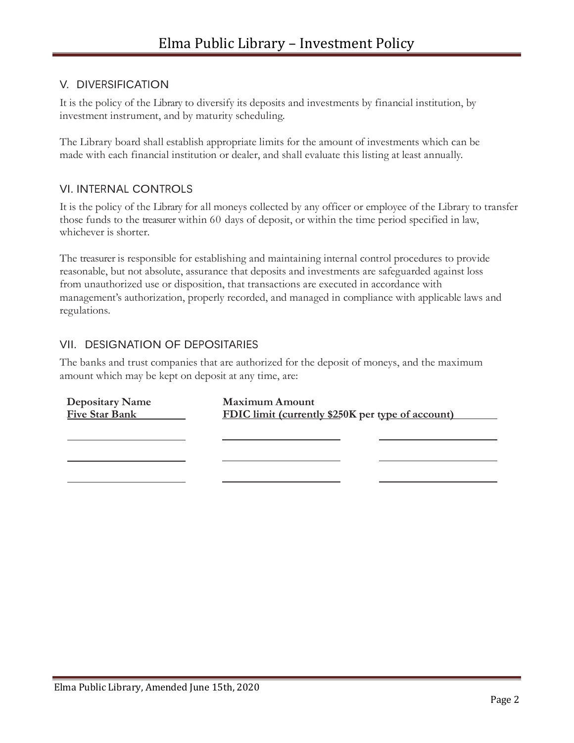## V. DIVERSIFICATION

It is the policy of the Library to diversify its deposits and investments by financial institution, by investment instrument, and by maturity scheduling.

The Library board shall establish appropriate limits for the amount of investments which can be made with each financial institution or dealer, and shall evaluate this listing at least annually.

## VI. INTERNAL CONTROLS

It is the policy of the Library for all moneys collected by any officer or employee of the Library to transfer those funds to the treasurer within 60 days of deposit, or within the time period specified in law, whichever is shorter.

The treasurer is responsible for establishing and maintaining internal control procedures to provide reasonable, but not absolute, assurance that deposits and investments are safeguarded against loss from unauthorized use or disposition, that transactions are executed in accordance with management's authorization, properly recorded, and managed in compliance with applicable laws and regulations.

## VII. DESIGNATION OF DEPOSITARIES

The banks and trust companies that are authorized for the deposit of moneys, and the maximum amount which may be kept on deposit at any time, are:

| Depositary Name | Maximum Amount | |
|---|---|---|
| Five Star Bank | FDIC limit (currently $250K per type of account) | |
| | | |
| | | |
| | | |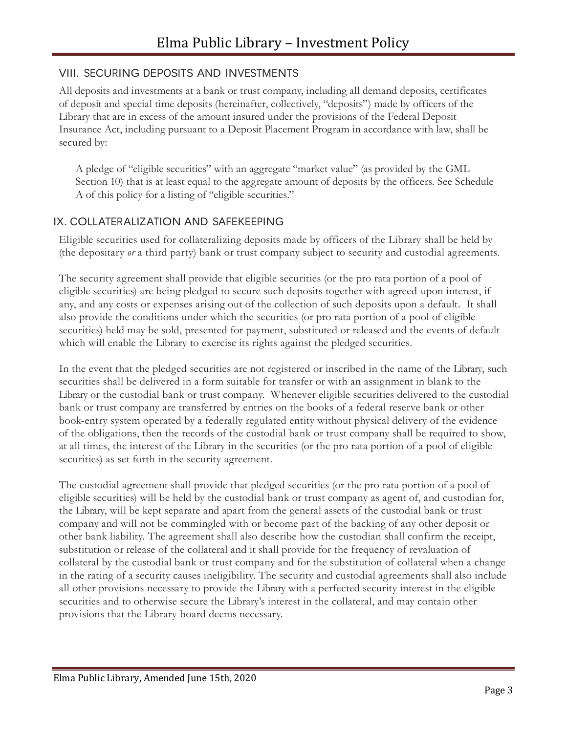## VIII. SECURING DEPOSITS AND INVESTMENTS

All deposits and investments at a bank or trust company, including all demand deposits, certificates of deposit and special time deposits (hereinafter, collectively, "deposits") made by officers of the Library that are in excess of the amount insured under the provisions of the Federal Deposit Insurance Act, including pursuant to a Deposit Placement Program in accordance with law, shall be secured by:

> A pledge of "eligible securities" with an aggregate "market value" (as provided by the GML Section 10) that is at least equal to the aggregate amount of deposits by the officers. See Schedule A of this policy for a listing of "eligible securities."

## IX. COLLATERALIZATION AND SAFEKEEPING

Eligible securities used for collateralizing deposits made by officers of the Library shall be held by (the depositary *or* a third party) bank or trust company subject to security and custodial agreements.

The security agreement shall provide that eligible securities (or the pro rata portion of a pool of eligible securities) are being pledged to secure such deposits together with agreed-upon interest, if any, and any costs or expenses arising out of the collection of such deposits upon a default. It shall also provide the conditions under which the securities (or pro rata portion of a pool of eligible securities) held may be sold, presented for payment, substituted or released and the events of default which will enable the Library to exercise its rights against the pledged securities.

In the event that the pledged securities are not registered or inscribed in the name of the Library, such securities shall be delivered in a form suitable for transfer or with an assignment in blank to the Library or the custodial bank or trust company. Whenever eligible securities delivered to the custodial bank or trust company are transferred by entries on the books of a federal reserve bank or other book-entry system operated by a federally regulated entity without physical delivery of the evidence of the obligations, then the records of the custodial bank or trust company shall be required to show, at all times, the interest of the Library in the securities (or the pro rata portion of a pool of eligible securities) as set forth in the security agreement.

The custodial agreement shall provide that pledged securities (or the pro rata portion of a pool of eligible securities) will be held by the custodial bank or trust company as agent of, and custodian for, the Library, will be kept separate and apart from the general assets of the custodial bank or trust company and will not be commingled with or become part of the backing of any other deposit or other bank liability. The agreement shall also describe how the custodian shall confirm the receipt, substitution or release of the collateral and it shall provide for the frequency of revaluation of collateral by the custodial bank or trust company and for the substitution of collateral when a change in the rating of a security causes ineligibility. The security and custodial agreements shall also include all other provisions necessary to provide the Library with a perfected security interest in the eligible securities and to otherwise secure the Library's interest in the collateral, and may contain other provisions that the Library board deems necessary.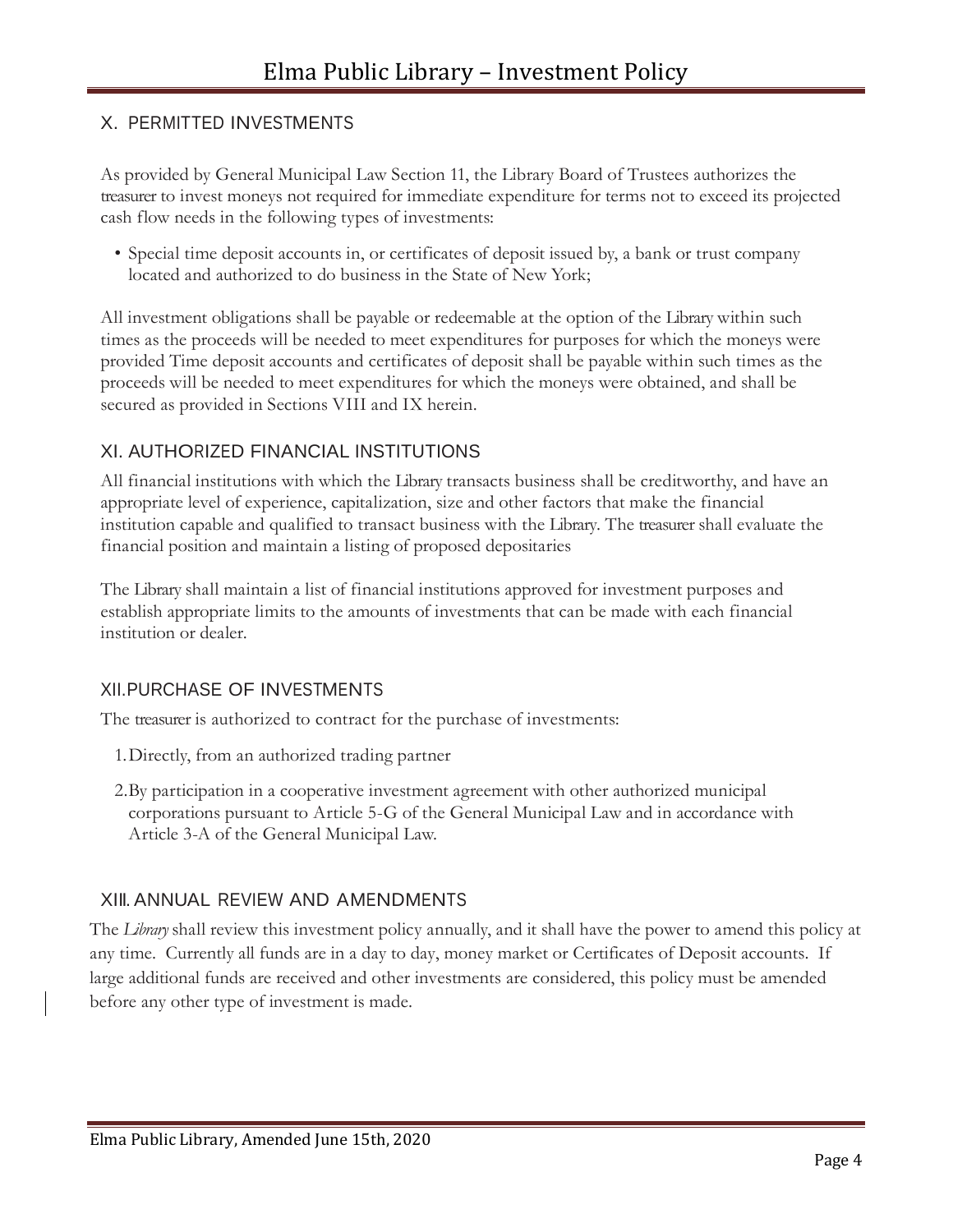## X. PERMITTED INVESTMENTS

As provided by General Municipal Law Section 11, the Library Board of Trustees authorizes the treasurer to invest moneys not required for immediate expenditure for terms not to exceed its projected cash flow needs in the following types of investments:

- Special time deposit accounts in, or certificates of deposit issued by, a bank or trust company located and authorized to do business in the State of New York;

All investment obligations shall be payable or redeemable at the option of the Library within such times as the proceeds will be needed to meet expenditures for purposes for which the moneys were provided Time deposit accounts and certificates of deposit shall be payable within such times as the proceeds will be needed to meet expenditures for which the moneys were obtained, and shall be secured as provided in Sections VIII and IX herein.

## XI. AUTHORIZED FINANCIAL INSTITUTIONS

All financial institutions with which the Library transacts business shall be creditworthy, and have an appropriate level of experience, capitalization, size and other factors that make the financial institution capable and qualified to transact business with the Library. The treasurer shall evaluate the financial position and maintain a listing of proposed depositaries

The Library shall maintain a list of financial institutions approved for investment purposes and establish appropriate limits to the amounts of investments that can be made with each financial institution or dealer.

## XII. PURCHASE OF INVESTMENTS

The treasurer is authorized to contract for the purchase of investments:

1. Directly, from an authorized trading partner
2. By participation in a cooperative investment agreement with other authorized municipal corporations pursuant to Article 5-G of the General Municipal Law and in accordance with Article 3-A of the General Municipal Law.

## XIII. ANNUAL REVIEW AND AMENDMENTS

The *Library* shall review this investment policy annually, and it shall have the power to amend this policy at any time. Currently all funds are in a day to day, money market or Certificates of Deposit accounts. If large additional funds are received and other investments are considered, this policy must be amended before any other type of investment is made.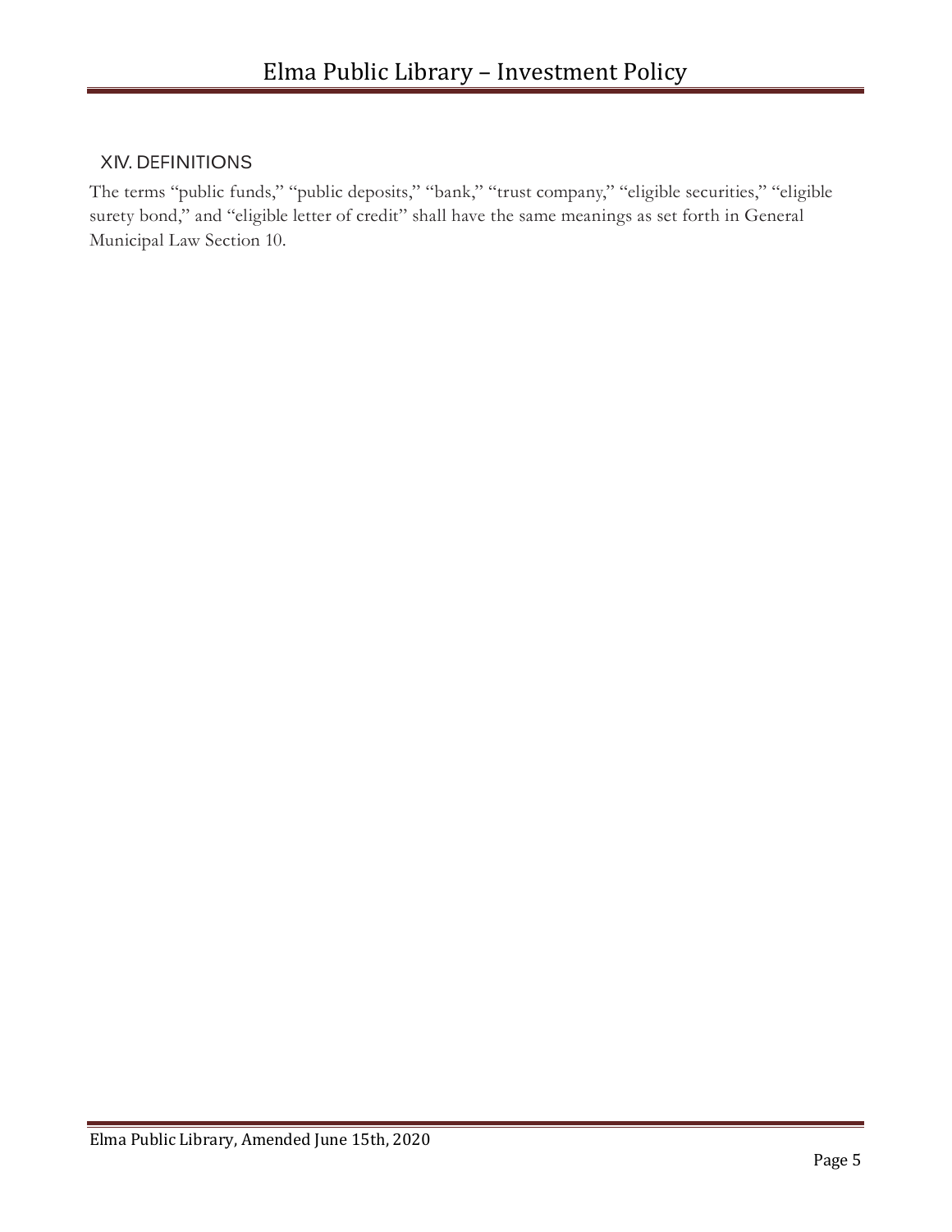## XIV. DEFINITIONS

The terms "public funds," "public deposits," "bank," "trust company," "eligible securities," "eligible surety bond," and "eligible letter of credit" shall have the same meanings as set forth in General Municipal Law Section 10.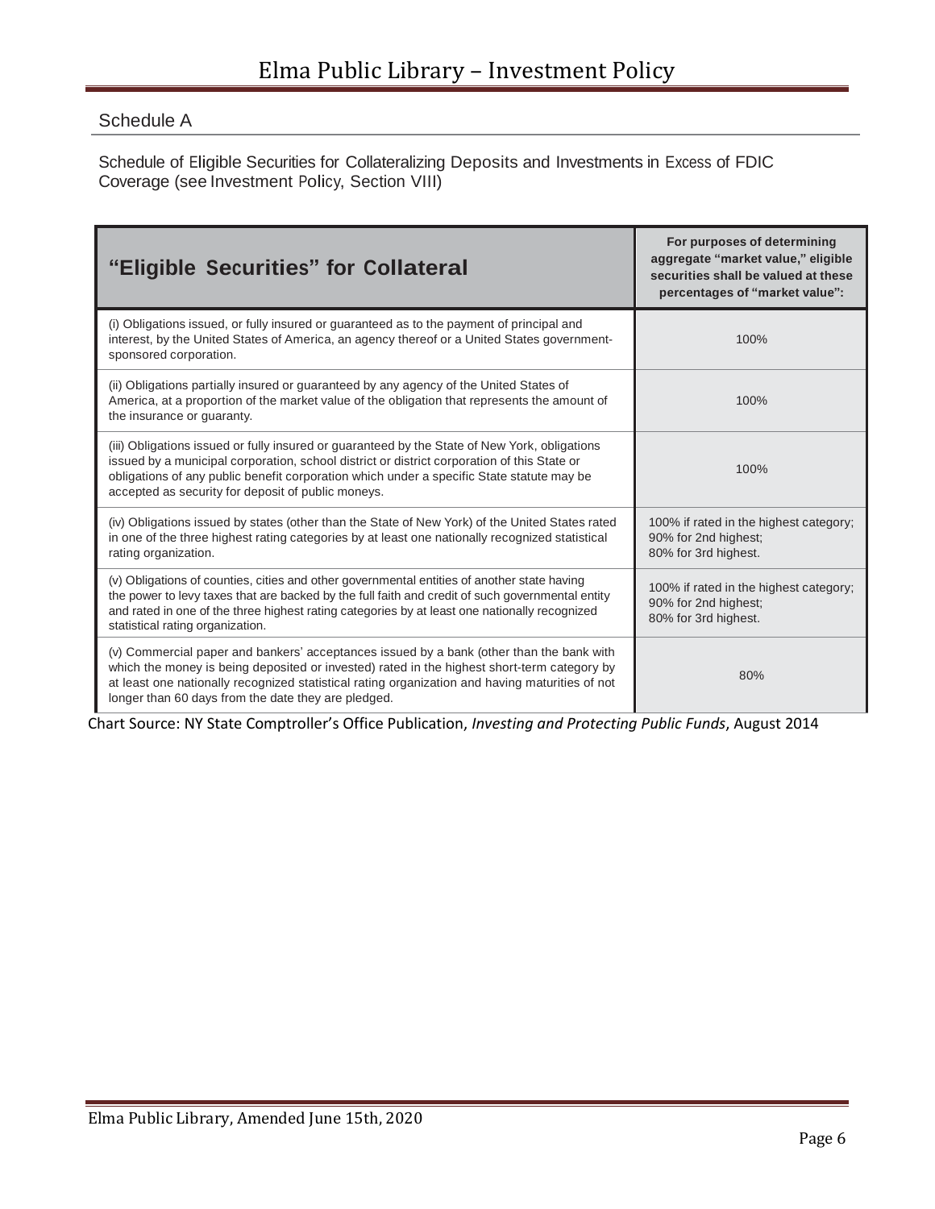## Schedule A

Schedule of Eligible Securities for Collateralizing Deposits and Investments in Excess of FDIC Coverage (see Investment Policy, Section VIII)

| "Eligible Securities" for Collateral | For purposes of determining aggregate "market value," eligible securities shall be valued at these percentages of "market value": |
|---|---|
| (i) Obligations issued, or fully insured or guaranteed as to the payment of principal and interest, by the United States of America, an agency thereof or a United States government-sponsored corporation. | 100% |
| (ii) Obligations partially insured or guaranteed by any agency of the United States of America, at a proportion of the market value of the obligation that represents the amount of the insurance or guaranty. | 100% |
| (iii) Obligations issued or fully insured or guaranteed by the State of New York, obligations issued by a municipal corporation, school district or district corporation of this State or obligations of any public benefit corporation which under a specific State statute may be accepted as security for deposit of public moneys. | 100% |
| (iv) Obligations issued by states (other than the State of New York) of the United States rated in one of the three highest rating categories by at least one nationally recognized statistical rating organization. | 100% if rated in the highest category; 90% for 2nd highest; 80% for 3rd highest. |
| (v) Obligations of counties, cities and other governmental entities of another state having the power to levy taxes that are backed by the full faith and credit of such governmental entity and rated in one of the three highest rating categories by at least one nationally recognized statistical rating organization. | 100% if rated in the highest category; 90% for 2nd highest; 80% for 3rd highest. |
| (v) Commercial paper and bankers' acceptances issued by a bank (other than the bank with which the money is being deposited or invested) rated in the highest short-term category by at least one nationally recognized statistical rating organization and having maturities of not longer than 60 days from the date they are pledged. | 80% |

Chart Source: NY State Comptroller's Office Publication, *Investing and Protecting Public Funds*, August 2014